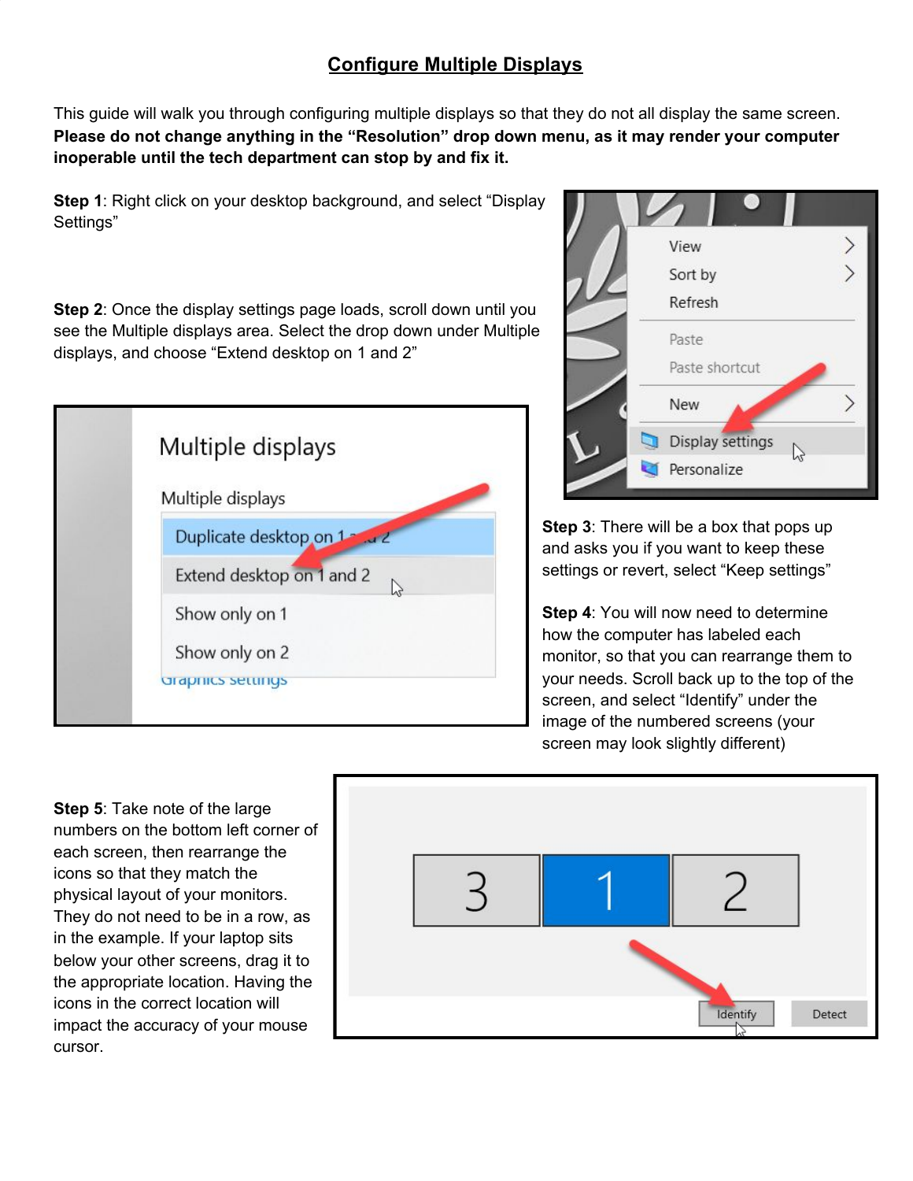# Configure Multiple Displays

This guide will walk you through configuring multiple displays so that they do not all display the same screen. **Please do not change anything in the "Resolution" drop down menu, as it may render your computer inoperable until the tech department can stop by and fix it.**

**Step 1**: Right click on your desktop background, and select "Display Settings"

**Step 2**: Once the display settings page loads, scroll down until you see the Multiple displays area. Select the drop down under Multiple displays, and choose "Extend desktop on 1 and 2"

**Step 3**: There will be a box that pops up and asks you if you want to keep these settings or revert, select "Keep settings"

**Step 4**: You will now need to determine how the computer has labeled each monitor, so that you can rearrange them to your needs. Scroll back up to the top of the screen, and select "Identify" under the image of the numbered screens (your screen may look slightly different)

**Step 5**: Take note of the large numbers on the bottom left corner of each screen, then rearrange the icons so that they match the physical layout of your monitors. They do not need to be in a row, as in the example. If your laptop sits below your other screens, drag it to the appropriate location. Having the icons in the correct location will impact the accuracy of your mouse cursor.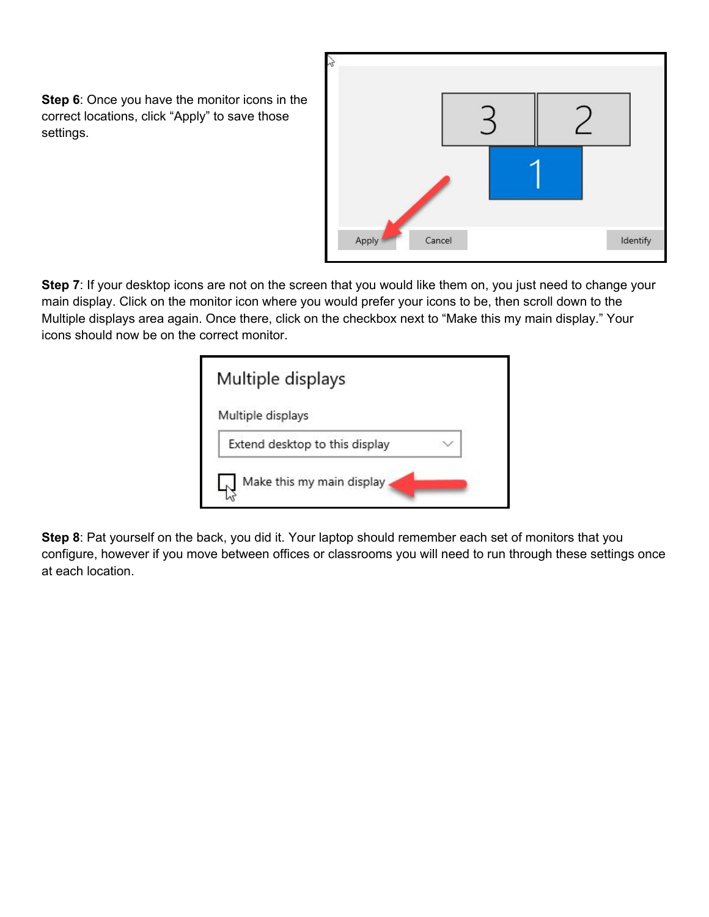**Step 6**: Once you have the monitor icons in the correct locations, click "Apply" to save those settings.

3
2
1
Apply
Cancel
Identify

**Step 7**: If your desktop icons are not on the screen that you would like them on, you just need to change your main display. Click on the monitor icon where you would prefer your icons to be, then scroll down to the Multiple displays area again. Once there, click on the checkbox next to "Make this my main display." Your icons should now be on the correct monitor.

Multiple displays
Multiple displays
Extend desktop to this display
Make this my main display

**Step 8**: Pat yourself on the back, you did it. Your laptop should remember each set of monitors that you configure, however if you move between offices or classrooms you will need to run through these settings once at each location.